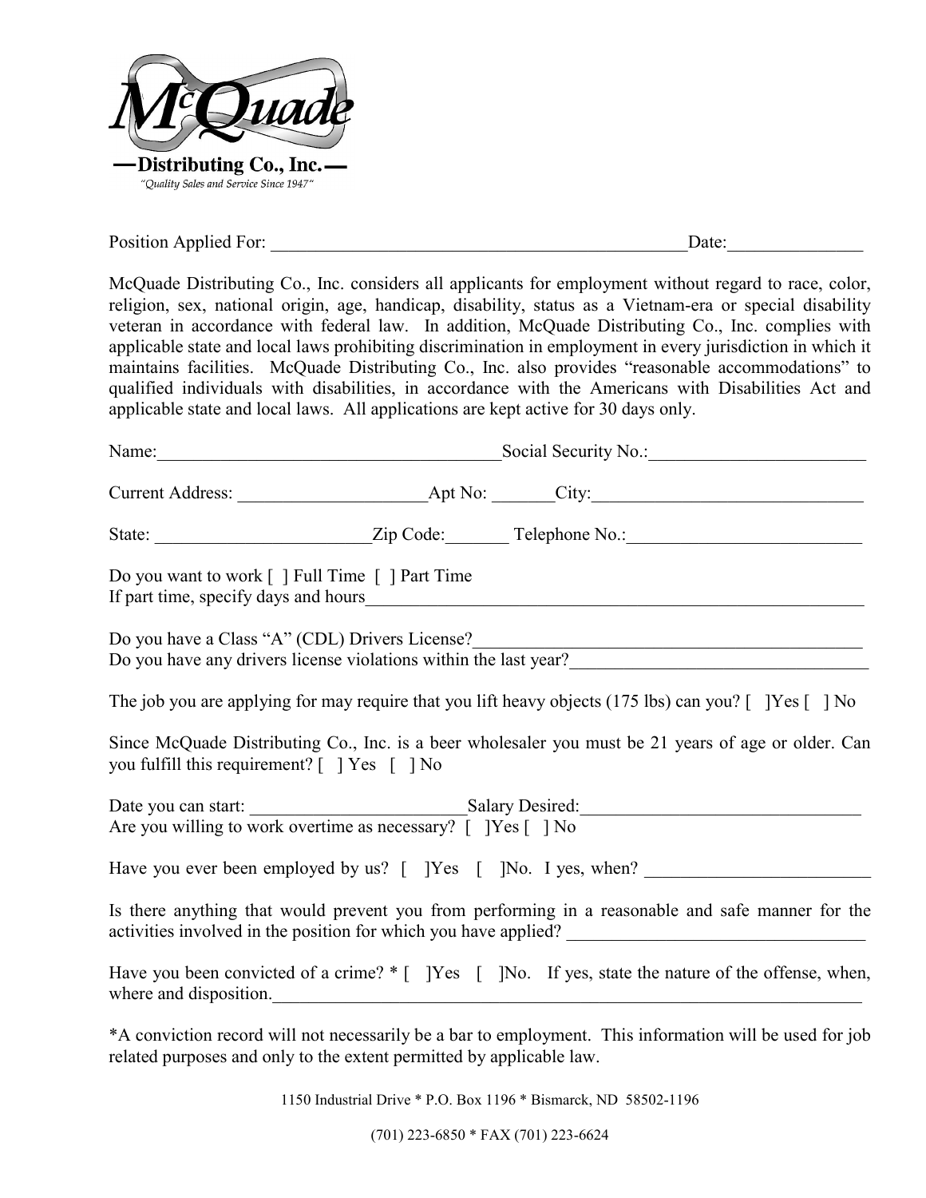# McQuade

**Distributing Co., Inc.**

*"Quality Sales and Service Since 1947"*

Position Applied For: ______________________________________________ Date:_______________

McQuade Distributing Co., Inc. considers all applicants for employment without regard to race, color, religion, sex, national origin, age, handicap, disability, status as a Vietnam-era or special disability veteran in accordance with federal law. In addition, McQuade Distributing Co., Inc. complies with applicable state and local laws prohibiting discrimination in employment in every jurisdiction in which it maintains facilities. McQuade Distributing Co., Inc. also provides "reasonable accommodations" to qualified individuals with disabilities, in accordance with the Americans with Disabilities Act and applicable state and local laws. All applications are kept active for 30 days only.

Name:______________________________________ Social Security No.:________________________

Current Address: _____________________ Apt No: _______ City:______________________________

State: ________________________ Zip Code:_______ Telephone No.:__________________________

Do you want to work [ ] Full Time [ ] Part Time
If part time, specify days and hours____________________________________________________________

Do you have a Class "A" (CDL) Drivers License?_____________________________________________
Do you have any drivers license violations within the last year?_________________________________

The job you are applying for may require that you lift heavy objects (175 lbs) can you? [ ]Yes [ ] No

Since McQuade Distributing Co., Inc. is a beer wholesaler you must be 21 years of age or older. Can you fulfill this requirement? [ ] Yes [ ] No

Date you can start: ________________________ Salary Desired:_______________________________
Are you willing to work overtime as necessary? [ ]Yes [ ] No

Have you ever been employed by us? [ ]Yes [ ]No. I yes, when? _________________________

Is there anything that would prevent you from performing in a reasonable and safe manner for the activities involved in the position for which you have applied? _________________________________

Have you been convicted of a crime? * [ ]Yes [ ]No. If yes, state the nature of the offense, when, where and disposition.___________________________________________________________________

*A conviction record will not necessarily be a bar to employment. This information will be used for job related purposes and only to the extent permitted by applicable law.

1150 Industrial Drive * P.O. Box 1196 * Bismarck, ND 58502-1196

(701) 223-6850 * FAX (701) 223-6624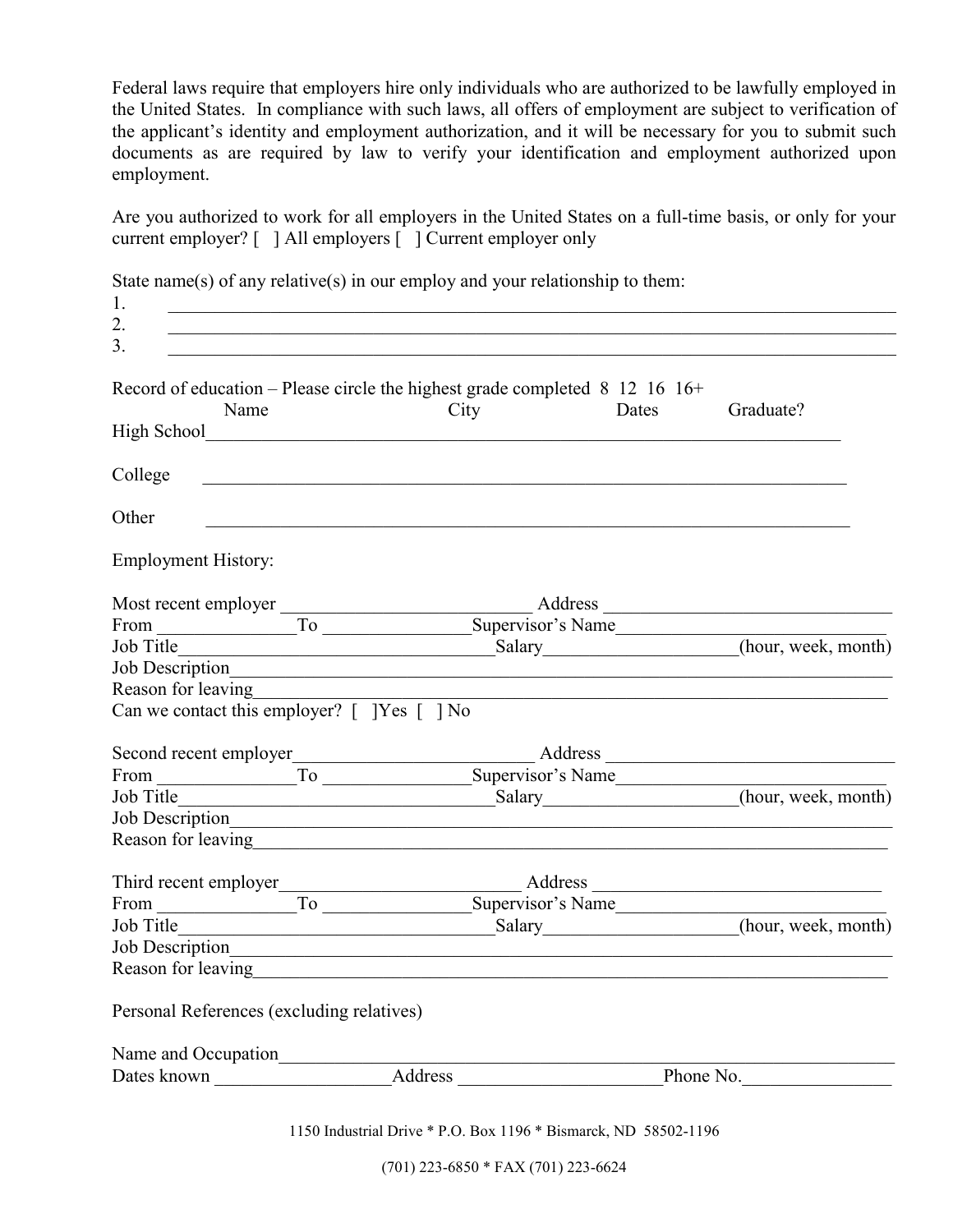Federal laws require that employers hire only individuals who are authorized to be lawfully employed in the United States. In compliance with such laws, all offers of employment are subject to verification of the applicant's identity and employment authorization, and it will be necessary for you to submit such documents as are required by law to verify your identification and employment authorized upon employment.

Are you authorized to work for all employers in the United States on a full-time basis, or only for your current employer? [ ] All employers [ ] Current employer only

State name(s) of any relative(s) in our employ and your relationship to them:

1. ______________________________________________________________________________
2. ______________________________________________________________________________
3. ______________________________________________________________________________

Record of education – Please circle the highest grade completed 8 12 16 16+

| | Name | City | Dates | Graduate? |
|---|---|---|---|---|
| High School | | | | |
| College | | | | |
| Other | | | | |

Employment History:

Most recent employer __________________________ Address ______________________________
From ______________To ________________Supervisor's Name____________________________
Job Title__________________________________Salary____________________(hour, week, month)
Job Description_____________________________________________________________________
Reason for leaving___________________________________________________________________
Can we contact this employer? [ ]Yes [ ] No

Second recent employer_________________________ Address ______________________________
From ______________To ________________Supervisor's Name____________________________
Job Title__________________________________Salary____________________(hour, week, month)
Job Description_____________________________________________________________________
Reason for leaving___________________________________________________________________

Third recent employer_________________________ Address ______________________________
From ______________To ________________Supervisor's Name____________________________
Job Title__________________________________Salary____________________(hour, week, month)
Job Description_____________________________________________________________________
Reason for leaving___________________________________________________________________

Personal References (excluding relatives)

Name and Occupation_________________________________________________________________
Dates known __________________Address _____________________Phone No._______________

1150 Industrial Drive * P.O. Box 1196 * Bismarck, ND 58502-1196

(701) 223-6850 * FAX (701) 223-6624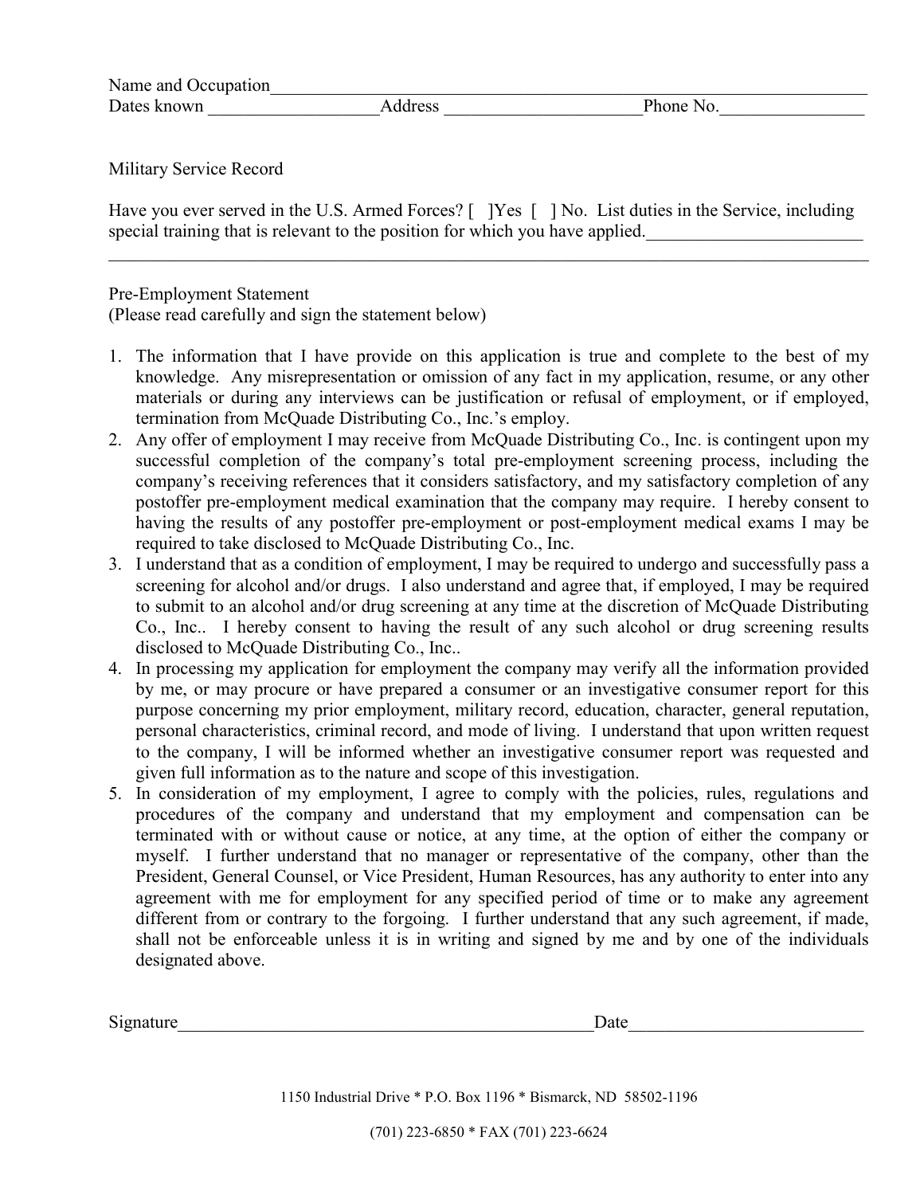Name and Occupation_______________________________________________________________
Dates known ___________________Address ______________________Phone No.________________

Military Service Record

Have you ever served in the U.S. Armed Forces? [ ]Yes [ ] No. List duties in the Service, including special training that is relevant to the position for which you have applied.________________________
_____________________________________________________________________________________

Pre-Employment Statement
(Please read carefully and sign the statement below)

1. The information that I have provide on this application is true and complete to the best of my knowledge. Any misrepresentation or omission of any fact in my application, resume, or any other materials or during any interviews can be justification or refusal of employment, or if employed, termination from McQuade Distributing Co., Inc.'s employ.
2. Any offer of employment I may receive from McQuade Distributing Co., Inc. is contingent upon my successful completion of the company's total pre-employment screening process, including the company's receiving references that it considers satisfactory, and my satisfactory completion of any postoffer pre-employment medical examination that the company may require. I hereby consent to having the results of any postoffer pre-employment or post-employment medical exams I may be required to take disclosed to McQuade Distributing Co., Inc.
3. I understand that as a condition of employment, I may be required to undergo and successfully pass a screening for alcohol and/or drugs. I also understand and agree that, if employed, I may be required to submit to an alcohol and/or drug screening at any time at the discretion of McQuade Distributing Co., Inc.. I hereby consent to having the result of any such alcohol or drug screening results disclosed to McQuade Distributing Co., Inc..
4. In processing my application for employment the company may verify all the information provided by me, or may procure or have prepared a consumer or an investigative consumer report for this purpose concerning my prior employment, military record, education, character, general reputation, personal characteristics, criminal record, and mode of living. I understand that upon written request to the company, I will be informed whether an investigative consumer report was requested and given full information as to the nature and scope of this investigation.
5. In consideration of my employment, I agree to comply with the policies, rules, regulations and procedures of the company and understand that my employment and compensation can be terminated with or without cause or notice, at any time, at the option of either the company or myself. I further understand that no manager or representative of the company, other than the President, General Counsel, or Vice President, Human Resources, has any authority to enter into any agreement with me for employment for any specified period of time or to make any agreement different from or contrary to the forgoing. I further understand that any such agreement, if made, shall not be enforceable unless it is in writing and signed by me and by one of the individuals designated above.

Signature_______________________________________________Date__________________________

1150 Industrial Drive * P.O. Box 1196 * Bismarck, ND 58502-1196

(701) 223-6850 * FAX (701) 223-6624